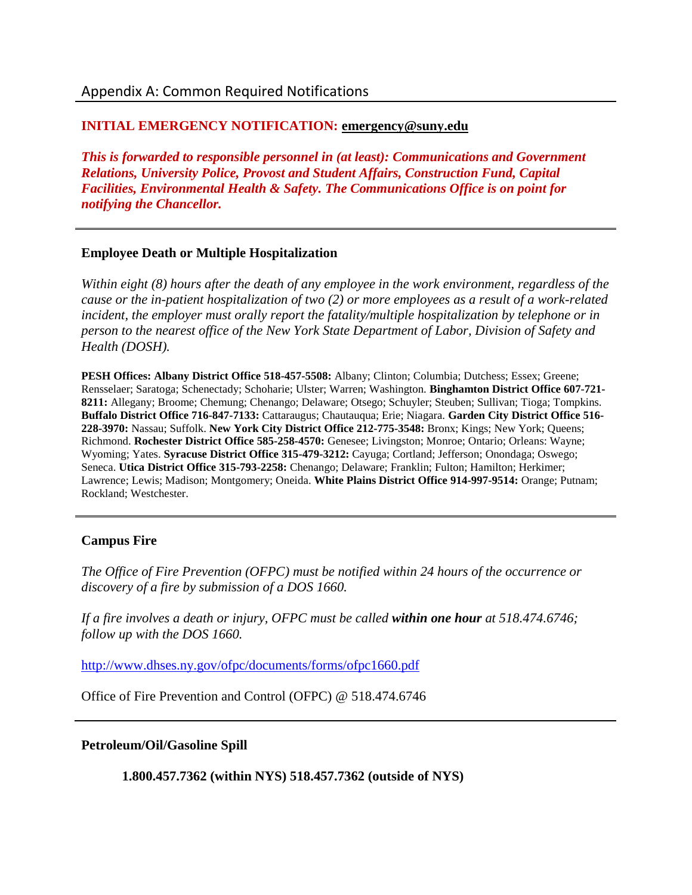## Appendix A: Common Required Notifications

**INITIAL EMERGENCY NOTIFICATION: emergency@suny.edu**

***This is forwarded to responsible personnel in (at least): Communications and Government Relations, University Police, Provost and Student Affairs, Construction Fund, Capital Facilities, Environmental Health & Safety. The Communications Office is on point for notifying the Chancellor.***

---

### Employee Death or Multiple Hospitalization

*Within eight (8) hours after the death of any employee in the work environment, regardless of the cause or the in-patient hospitalization of two (2) or more employees as a result of a work-related incident, the employer must orally report the fatality/multiple hospitalization by telephone or in person to the nearest office of the New York State Department of Labor, Division of Safety and Health (DOSH).*

**PESH Offices: Albany District Office 518-457-5508:** Albany; Clinton; Columbia; Dutchess; Essex; Greene; Rensselaer; Saratoga; Schenectady; Schoharie; Ulster; Warren; Washington. **Binghamton District Office 607-721-8211:** Allegany; Broome; Chemung; Chenango; Delaware; Otsego; Schuyler; Steuben; Sullivan; Tioga; Tompkins. **Buffalo District Office 716-847-7133:** Cattaraugus; Chautauqua; Erie; Niagara. **Garden City District Office 516-228-3970:** Nassau; Suffolk. **New York City District Office 212-775-3548:** Bronx; Kings; New York; Queens; Richmond. **Rochester District Office 585-258-4570:** Genesee; Livingston; Monroe; Ontario; Orleans: Wayne; Wyoming; Yates. **Syracuse District Office 315-479-3212:** Cayuga; Cortland; Jefferson; Onondaga; Oswego; Seneca. **Utica District Office 315-793-2258:** Chenango; Delaware; Franklin; Fulton; Hamilton; Herkimer; Lawrence; Lewis; Madison; Montgomery; Oneida. **White Plains District Office 914-997-9514:** Orange; Putnam; Rockland; Westchester.

---

### Campus Fire

*The Office of Fire Prevention (OFPC) must be notified within 24 hours of the occurrence or discovery of a fire by submission of a DOS 1660.*

*If a fire involves a death or injury, OFPC must be called **within one hour** at 518.474.6746; follow up with the DOS 1660.*

http://www.dhses.ny.gov/ofpc/documents/forms/ofpc1660.pdf

Office of Fire Prevention and Control (OFPC) @ 518.474.6746

---

### Petroleum/Oil/Gasoline Spill

**1.800.457.7362 (within NYS) 518.457.7362 (outside of NYS)**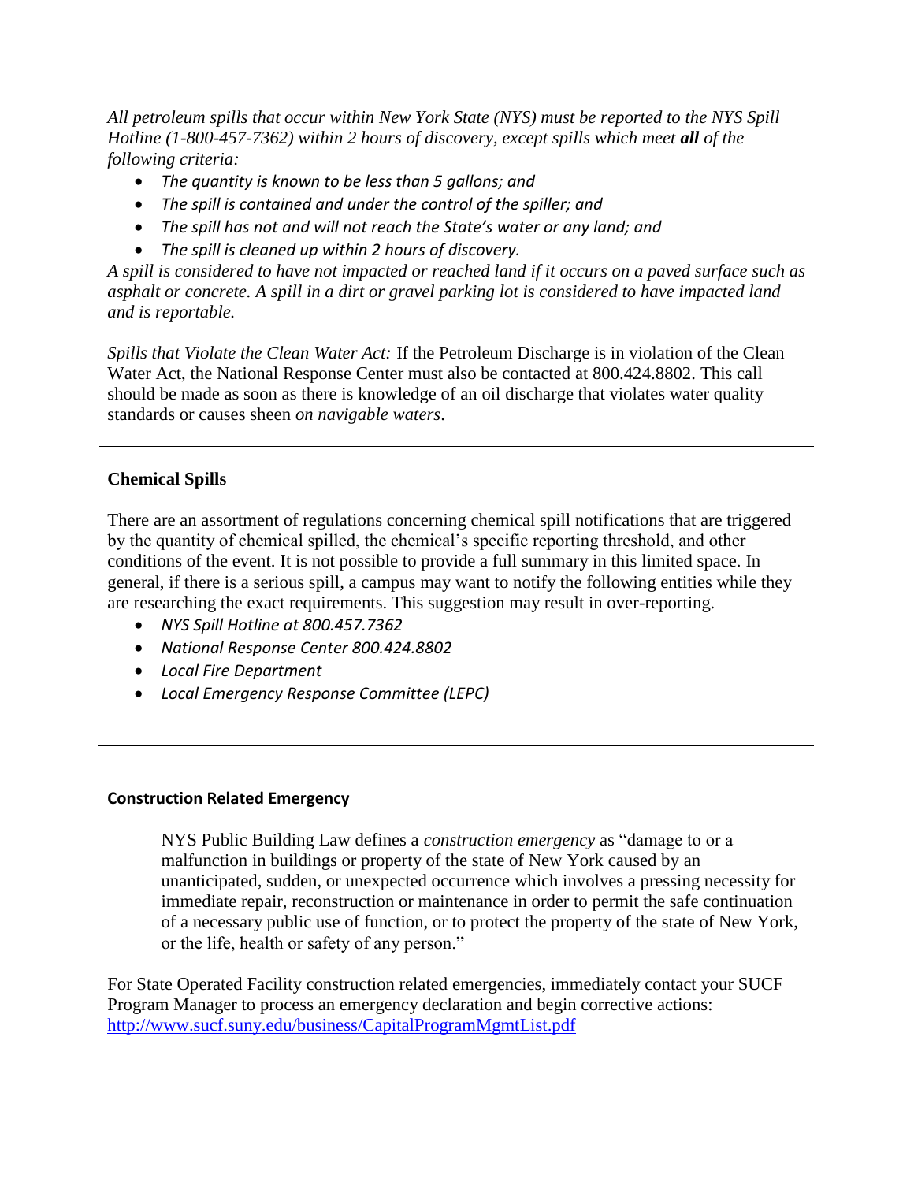*All petroleum spills that occur within New York State (NYS) must be reported to the NYS Spill Hotline (1-800-457-7362) within 2 hours of discovery, except spills which meet **all** of the following criteria:*

- *The quantity is known to be less than 5 gallons; and*
- *The spill is contained and under the control of the spiller; and*
- *The spill has not and will not reach the State's water or any land; and*
- *The spill is cleaned up within 2 hours of discovery.*

*A spill is considered to have not impacted or reached land if it occurs on a paved surface such as asphalt or concrete. A spill in a dirt or gravel parking lot is considered to have impacted land and is reportable.*

*Spills that Violate the Clean Water Act:* If the Petroleum Discharge is in violation of the Clean Water Act, the National Response Center must also be contacted at 800.424.8802. This call should be made as soon as there is knowledge of an oil discharge that violates water quality standards or causes sheen *on navigable waters*.

---

**Chemical Spills**

There are an assortment of regulations concerning chemical spill notifications that are triggered by the quantity of chemical spilled, the chemical's specific reporting threshold, and other conditions of the event. It is not possible to provide a full summary in this limited space. In general, if there is a serious spill, a campus may want to notify the following entities while they are researching the exact requirements. This suggestion may result in over-reporting.

- *NYS Spill Hotline at 800.457.7362*
- *National Response Center 800.424.8802*
- *Local Fire Department*
- *Local Emergency Response Committee (LEPC)*

---

**Construction Related Emergency**

> NYS Public Building Law defines a *construction emergency* as "damage to or a malfunction in buildings or property of the state of New York caused by an unanticipated, sudden, or unexpected occurrence which involves a pressing necessity for immediate repair, reconstruction or maintenance in order to permit the safe continuation of a necessary public use of function, or to protect the property of the state of New York, or the life, health or safety of any person."

For State Operated Facility construction related emergencies, immediately contact your SUCF Program Manager to process an emergency declaration and begin corrective actions: [http://www.sucf.suny.edu/business/CapitalProgramMgmtList.pdf](http://www.sucf.suny.edu/business/CapitalProgramMgmtList.pdf)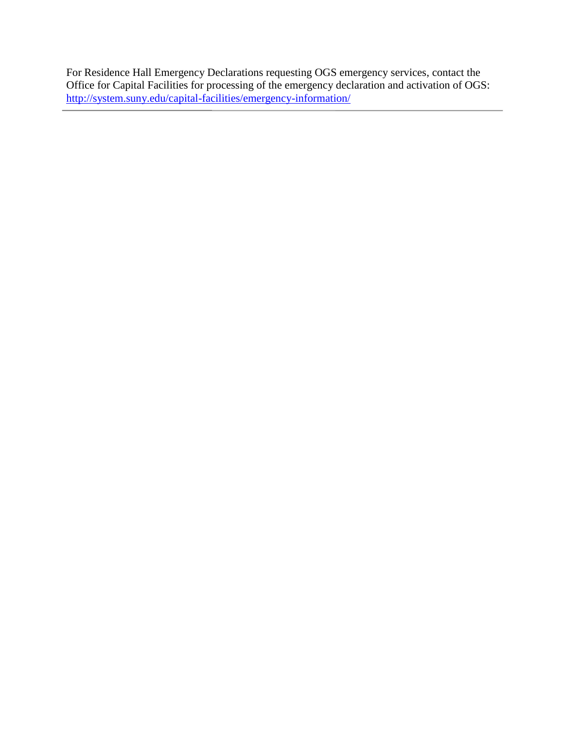For Residence Hall Emergency Declarations requesting OGS emergency services, contact the Office for Capital Facilities for processing of the emergency declaration and activation of OGS: http://system.suny.edu/capital-facilities/emergency-information/

---